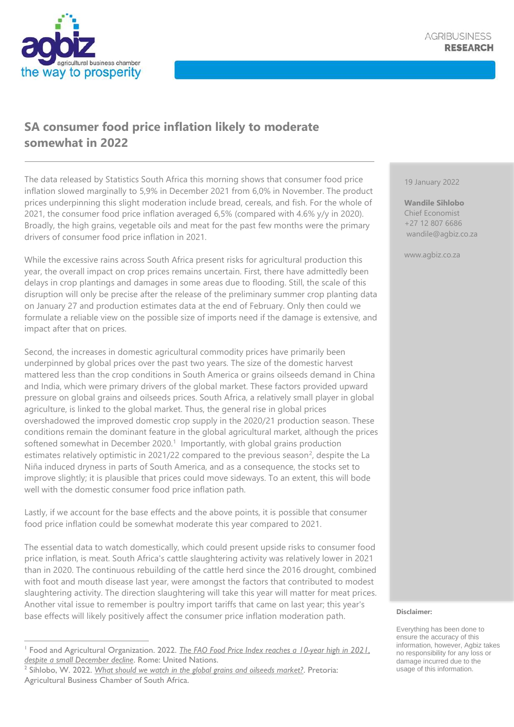agbiz
agricultural business chamber
the way to prosperity

AGRIBUSINESS
**RESEARCH**

# SA consumer food price inflation likely to moderate somewhat in 2022

19 January 2022

**Wandile Sihlobo**
Chief Economist
+27 12 807 6686
wandile@agbiz.co.za

www.agbiz.co.za

The data released by Statistics South Africa this morning shows that consumer food price inflation slowed marginally to 5,9% in December 2021 from 6,0% in November. The product prices underpinning this slight moderation include bread, cereals, and fish. For the whole of 2021, the consumer food price inflation averaged 6,5% (compared with 4.6% y/y in 2020). Broadly, the high grains, vegetable oils and meat for the past few months were the primary drivers of consumer food price inflation in 2021.

While the excessive rains across South Africa present risks for agricultural production this year, the overall impact on crop prices remains uncertain. First, there have admittedly been delays in crop plantings and damages in some areas due to flooding. Still, the scale of this disruption will only be precise after the release of the preliminary summer crop planting data on January 27 and production estimates data at the end of February. Only then could we formulate a reliable view on the possible size of imports need if the damage is extensive, and impact after that on prices.

Second, the increases in domestic agricultural commodity prices have primarily been underpinned by global prices over the past two years. The size of the domestic harvest mattered less than the crop conditions in South America or grains oilseeds demand in China and India, which were primary drivers of the global market. These factors provided upward pressure on global grains and oilseeds prices. South Africa, a relatively small player in global agriculture, is linked to the global market. Thus, the general rise in global prices overshadowed the improved domestic crop supply in the 2020/21 production season. These conditions remain the dominant feature in the global agricultural market, although the prices softened somewhat in December 2020.[1] Importantly, with global grains production estimates relatively optimistic in 2021/22 compared to the previous season[2], despite the La Niña induced dryness in parts of South America, and as a consequence, the stocks set to improve slightly; it is plausible that prices could move sideways. To an extent, this will bode well with the domestic consumer food price inflation path.

Lastly, if we account for the base effects and the above points, it is possible that consumer food price inflation could be somewhat moderate this year compared to 2021.

The essential data to watch domestically, which could present upside risks to consumer food price inflation, is meat. South Africa's cattle slaughtering activity was relatively lower in 2021 than in 2020. The continuous rebuilding of the cattle herd since the 2016 drought, combined with foot and mouth disease last year, were amongst the factors that contributed to modest slaughtering activity. The direction slaughtering will take this year will matter for meat prices. Another vital issue to remember is poultry import tariffs that came on last year; this year's base effects will likely positively affect the consumer price inflation moderation path.

**Disclaimer:**

Everything has been done to ensure the accuracy of this information, however, Agbiz takes no responsibility for any loss or damage incurred due to the usage of this information.

---

[1] Food and Agricultural Organization. 2022. *The FAO Food Price Index reaches a 10-year high in 2021, despite a small December decline*. Rome: United Nations.

[2] Sihlobo, W. 2022. *What should we watch in the global grains and oilseeds market?*. Pretoria: Agricultural Business Chamber of South Africa.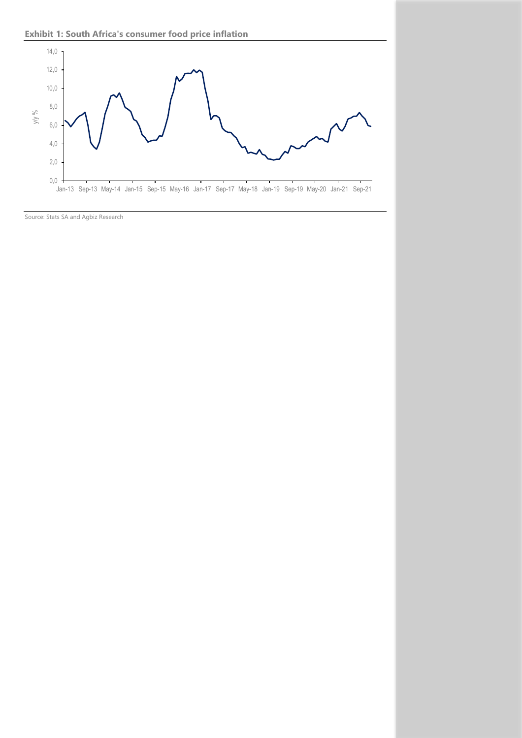**Exhibit 1: South Africa's consumer food price inflation**

y/y %

14,0
12,0
10,0
8,0
6,0
4,0
2,0
0,0

Jan-13 Sep-13 May-14 Jan-15 Sep-15 May-16 Jan-17 Sep-17 May-18 Jan-19 Sep-19 May-20 Jan-21 Sep-21

Source: Stats SA and Agbiz Research